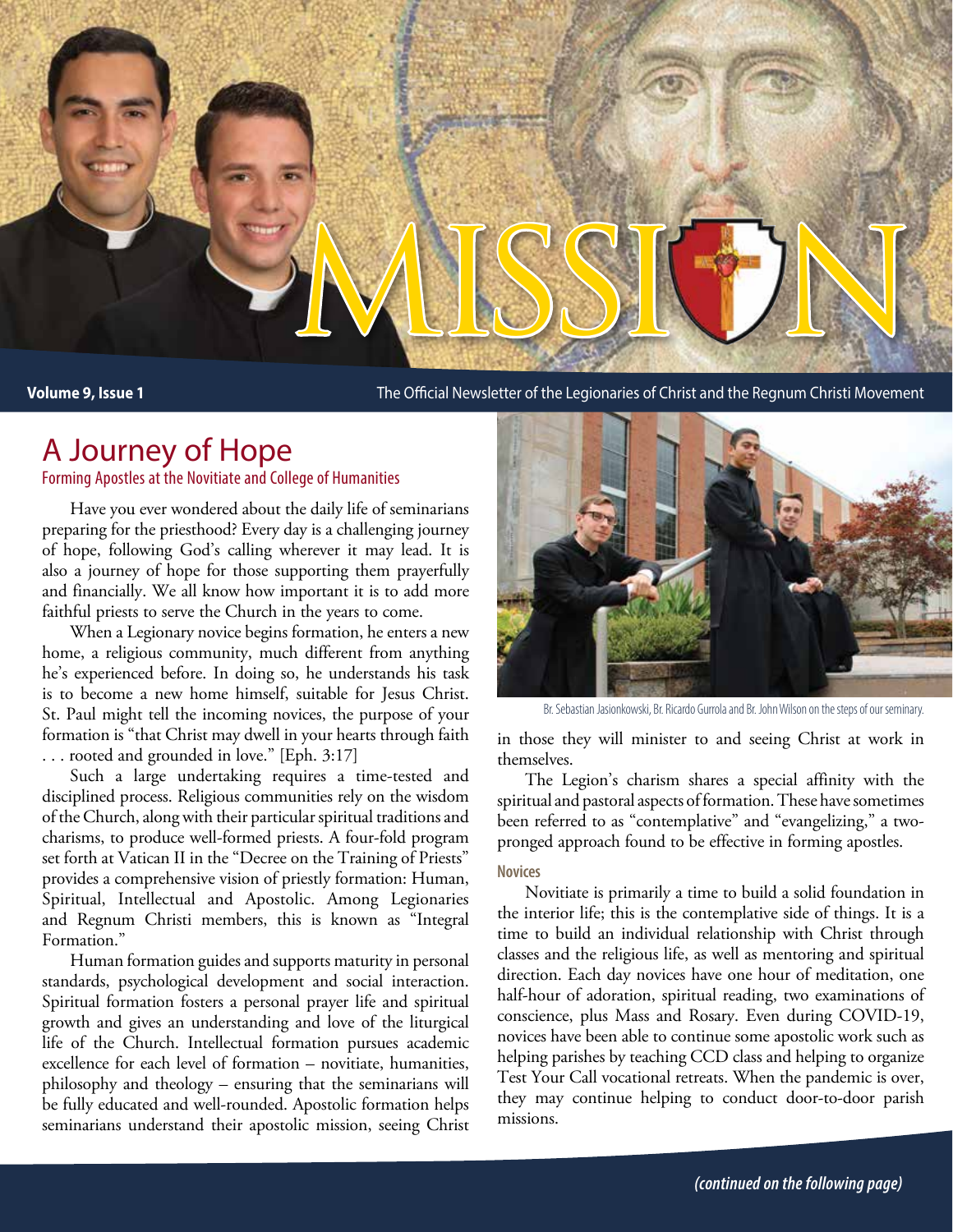# MISSION

**Volume 9, Issue 1** The Official Newsletter of the Legionaries of Christ and the Regnum Christi Movement

## A Journey of Hope

### Forming Apostles at the Novitiate and College of Humanities

Have you ever wondered about the daily life of seminarians preparing for the priesthood? Every day is a challenging journey of hope, following God's calling wherever it may lead. It is also a journey of hope for those supporting them prayerfully and financially. We all know how important it is to add more faithful priests to serve the Church in the years to come.

When a Legionary novice begins formation, he enters a new home, a religious community, much different from anything he's experienced before. In doing so, he understands his task is to become a new home himself, suitable for Jesus Christ. St. Paul might tell the incoming novices, the purpose of your formation is "that Christ may dwell in your hearts through faith . . . rooted and grounded in love." [Eph. 3:17]

Such a large undertaking requires a time-tested and disciplined process. Religious communities rely on the wisdom of the Church, along with their particular spiritual traditions and charisms, to produce well-formed priests. A four-fold program set forth at Vatican II in the "Decree on the Training of Priests" provides a comprehensive vision of priestly formation: Human, Spiritual, Intellectual and Apostolic. Among Legionaries and Regnum Christi members, this is known as "Integral Formation."

Human formation guides and supports maturity in personal standards, psychological development and social interaction. Spiritual formation fosters a personal prayer life and spiritual growth and gives an understanding and love of the liturgical life of the Church. Intellectual formation pursues academic excellence for each level of formation – novitiate, humanities, philosophy and theology – ensuring that the seminarians will be fully educated and well-rounded. Apostolic formation helps seminarians understand their apostolic mission, seeing Christ in those they will minister to and seeing Christ at work in themselves.

Br. Sebastian Jasionkowski, Br. Ricardo Gurrola and Br. John Wilson on the steps of our seminary.

The Legion's charism shares a special affinity with the spiritual and pastoral aspects of formation. These have sometimes been referred to as "contemplative" and "evangelizing," a two-pronged approach found to be effective in forming apostles.

#### Novices

Novitiate is primarily a time to build a solid foundation in the interior life; this is the contemplative side of things. It is a time to build an individual relationship with Christ through classes and the religious life, as well as mentoring and spiritual direction. Each day novices have one hour of meditation, one half-hour of adoration, spiritual reading, two examinations of conscience, plus Mass and Rosary. Even during COVID-19, novices have been able to continue some apostolic work such as helping parishes by teaching CCD class and helping to organize Test Your Call vocational retreats. When the pandemic is over, they may continue helping to conduct door-to-door parish missions.

*(continued on the following page)*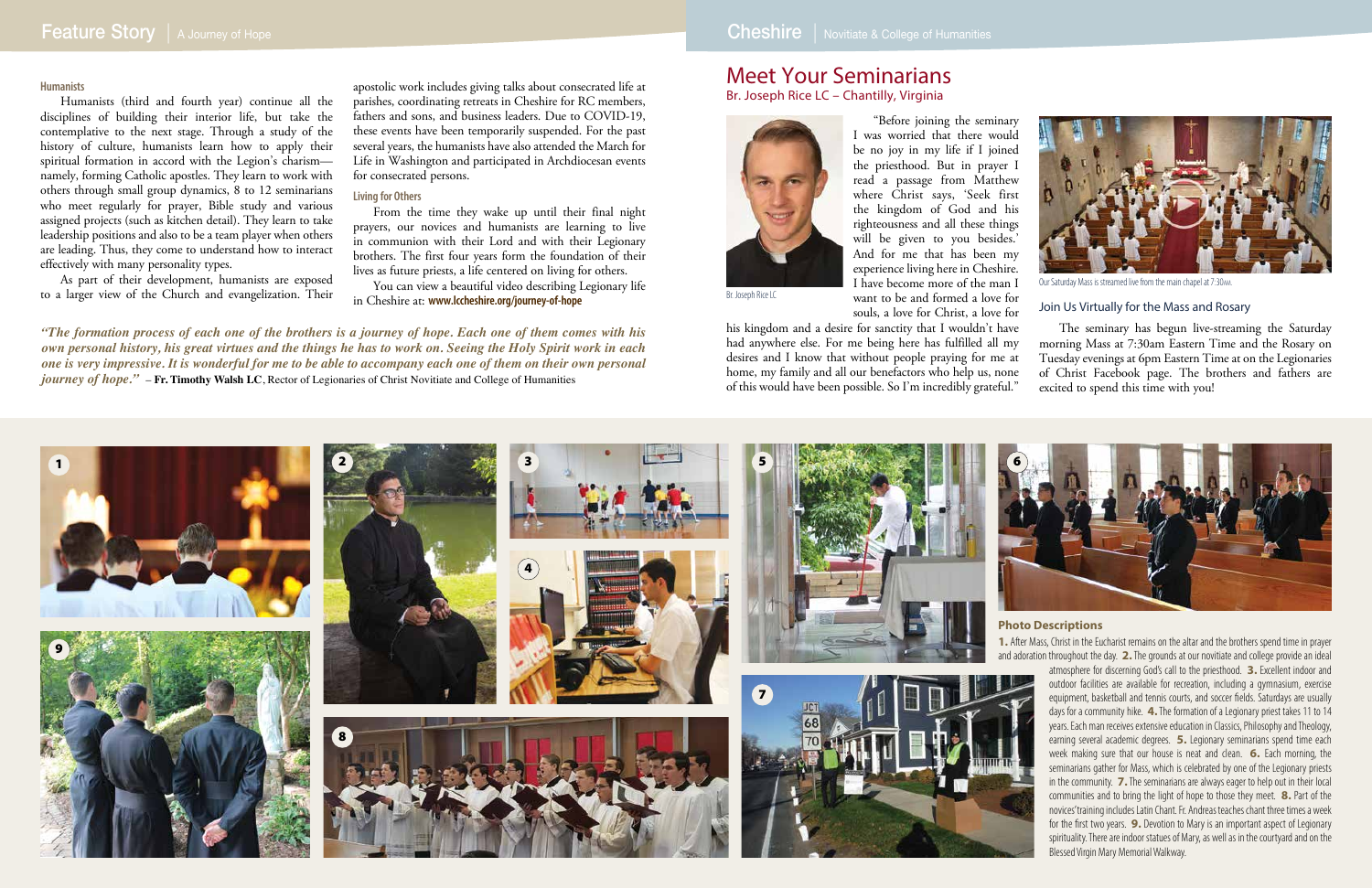## Humanists

Humanists (third and fourth year) continue all the disciplines of building their interior life, but take the contemplative to the next stage. Through a study of the history of culture, humanists learn how to apply their spiritual formation in accord with the Legion's charism—namely, forming Catholic apostles. They learn to work with others through small group dynamics, 8 to 12 seminarians who meet regularly for prayer, Bible study and various assigned projects (such as kitchen detail). They learn to take leadership positions and also to be a team player when others are leading. Thus, they come to understand how to interact effectively with many personality types.

As part of their development, humanists are exposed to a larger view of the Church and evangelization. Their apostolic work includes giving talks about consecrated life at parishes, coordinating retreats in Cheshire for RC members, fathers and sons, and business leaders. Due to COVID-19, these events have been temporarily suspended. For the past several years, the humanists have also attended the March for Life in Washington and participated in Archdiocesan events for consecrated persons.

## Living for Others

From the time they wake up until their final night prayers, our novices and humanists are learning to live in communion with their Lord and with their Legionary brothers. The first four years form the foundation of their lives as future priests, a life centered on living for others.

You can view a beautiful video describing Legionary life in Cheshire at: **www.lccheshire.org/journey-of-hope**

*"The formation process of each one of the brothers is a journey of hope. Each one of them comes with his own personal history, his great virtues and the things he has to work on. Seeing the Holy Spirit work in each one is very impressive. It is wonderful for me to be able to accompany each one of them on their own personal journey of hope."* – **Fr. Timothy Walsh LC**, Rector of Legionaries of Christ Novitiate and College of Humanities

# Meet Your Seminarians

### Br. Joseph Rice LC – Chantilly, Virginia

Br. Joseph Rice LC

"Before joining the seminary I was worried that there would be no joy in my life if I joined the priesthood. But in prayer I read a passage from Matthew where Christ says, 'Seek first the kingdom of God and his righteousness and all these things will be given to you besides.' And for me that has been my experience living here in Cheshire. I have become more of the man I want to be and formed a love for souls, a love for Christ, a love for his kingdom and a desire for sanctity that I wouldn't have had anywhere else. For me being here has fulfilled all my desires and I know that without people praying for me at home, my family and all our benefactors who help us, none of this would have been possible. So I'm incredibly grateful."

Our Saturday Mass is streamed live from the main chapel at 7:30am.

### Join Us Virtually for the Mass and Rosary

The seminary has begun live-streaming the Saturday morning Mass at 7:30am Eastern Time and the Rosary on Tuesday evenings at 6pm Eastern Time at on the Legionaries of Christ Facebook page. The brothers and fathers are excited to spend this time with you!

### Photo Descriptions

**1.** After Mass, Christ in the Eucharist remains on the altar and the brothers spend time in prayer and adoration throughout the day. **2.** The grounds at our novitiate and college provide an ideal atmosphere for discerning God's call to the priesthood. **3.** Excellent indoor and outdoor facilities are available for recreation, including a gymnasium, exercise equipment, basketball and tennis courts, and soccer fields. Saturdays are usually days for a community hike. **4.** The formation of a Legionary priest takes 11 to 14 years. Each man receives extensive education in Classics, Philosophy and Theology, earning several academic degrees. **5.** Legionary seminarians spend time each week making sure that our house is neat and clean. **6.** Each morning, the seminarians gather for Mass, which is celebrated by one of the Legionary priests in the community. **7.** The seminarians are always eager to help out in their local communities and to bring the light of hope to those they meet. **8.** Part of the novices' training includes Latin Chant. Fr. Andreas teaches chant three times a week for the first two years. **9.** Devotion to Mary is an important aspect of Legionary spirituality. There are indoor statues of Mary, as well as in the courtyard and on the Blessed Virgin Mary Memorial Walkway.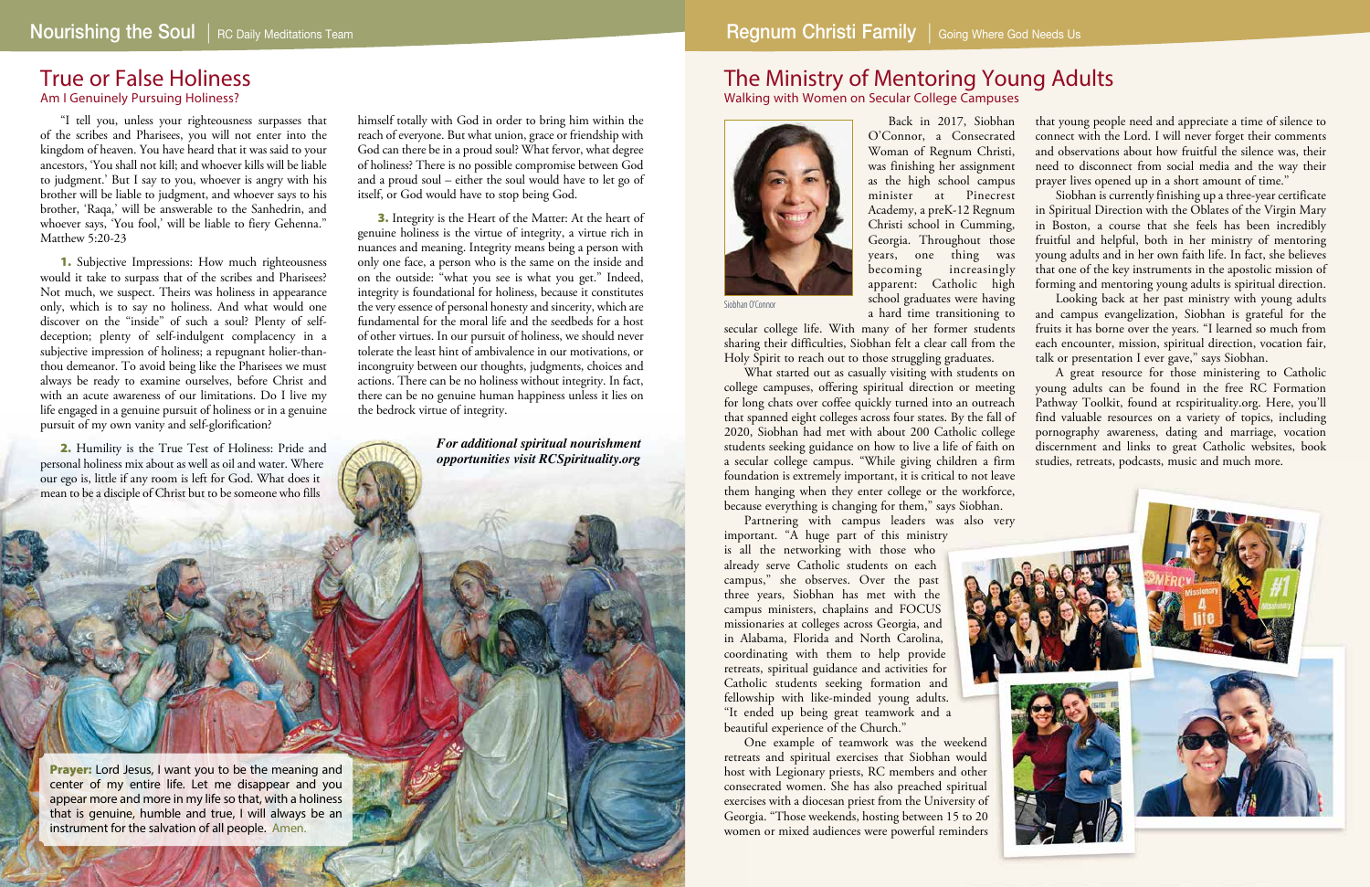# True or False Holiness

## Am I Genuinely Pursuing Holiness?

"I tell you, unless your righteousness surpasses that of the scribes and Pharisees, you will not enter into the kingdom of heaven. You have heard that it was said to your ancestors, 'You shall not kill; and whoever kills will be liable to judgment.' But I say to you, whoever is angry with his brother will be liable to judgment, and whoever says to his brother, 'Raqa,' will be answerable to the Sanhedrin, and whoever says, 'You fool,' will be liable to fiery Gehenna." Matthew 5:20-23

**1.** Subjective Impressions: How much righteousness would it take to surpass that of the scribes and Pharisees? Not much, we suspect. Theirs was holiness in appearance only, which is to say no holiness. And what would one discover on the "inside" of such a soul? Plenty of self-deception; plenty of self-indulgent complacency in a subjective impression of holiness; a repugnant holier-than-thou demeanor. To avoid being like the Pharisees we must always be ready to examine ourselves, before Christ and with an acute awareness of our limitations. Do I live my life engaged in a genuine pursuit of holiness or in a genuine pursuit of my own vanity and self-glorification?

**2.** Humility is the True Test of Holiness: Pride and personal holiness mix about as well as oil and water. Where our ego is, little if any room is left for God. What does it mean to be a disciple of Christ but to be someone who fills himself totally with God in order to bring him within the reach of everyone. But what union, grace or friendship with God can there be in a proud soul? What fervor, what degree of holiness? There is no possible compromise between God and a proud soul – either the soul would have to let go of itself, or God would have to stop being God.

**3.** Integrity is the Heart of the Matter: At the heart of genuine holiness is the virtue of integrity, a virtue rich in nuances and meaning. Integrity means being a person with only one face, a person who is the same on the inside and on the outside: "what you see is what you get." Indeed, integrity is foundational for holiness, because it constitutes the very essence of personal honesty and sincerity, which are fundamental for the moral life and the seedbeds for a host of other virtues. In our pursuit of holiness, we should never tolerate the least hint of ambivalence in our motivations, or incongruity between our thoughts, judgments, choices and actions. There can be no holiness without integrity. In fact, there can be no genuine human happiness unless it lies on the bedrock virtue of integrity.

***For additional spiritual nourishment opportunities visit RCSpirituality.org***

**Prayer:** Lord Jesus, I want you to be the meaning and center of my entire life. Let me disappear and you appear more and more in my life so that, with a holiness that is genuine, humble and true, I will always be an instrument for the salvation of all people. Amen.

# The Ministry of Mentoring Young Adults

## Walking with Women on Secular College Campuses

Siobhan O'Connor

Back in 2017, Siobhan O'Connor, a Consecrated Woman of Regnum Christi, was finishing her assignment as the high school campus minister at Pinecrest Academy, a preK-12 Regnum Christi school in Cumming, Georgia. Throughout those years, one thing was becoming increasingly apparent: Catholic high school graduates were having a hard time transitioning to secular college life. With many of her former students sharing their difficulties, Siobhan felt a clear call from the Holy Spirit to reach out to those struggling graduates.

What started out as casually visiting with students on college campuses, offering spiritual direction or meeting for long chats over coffee quickly turned into an outreach that spanned eight colleges across four states. By the fall of 2020, Siobhan had met with about 200 Catholic college students seeking guidance on how to live a life of faith on a secular college campus. "While giving children a firm foundation is extremely important, it is critical to not leave them hanging when they enter college or the workforce, because everything is changing for them," says Siobhan.

Partnering with campus leaders was also very important. "A huge part of this ministry is all the networking with those who already serve Catholic students on each campus," she observes. Over the past three years, Siobhan has met with the campus ministers, chaplains and FOCUS missionaries at colleges across Georgia, and in Alabama, Florida and North Carolina, coordinating with them to help provide retreats, spiritual guidance and activities for Catholic students seeking formation and fellowship with like-minded young adults. "It ended up being great teamwork and a beautiful experience of the Church."

One example of teamwork was the weekend retreats and spiritual exercises that Siobhan would host with Legionary priests, RC members and other consecrated women. She has also preached spiritual exercises with a diocesan priest from the University of Georgia. "Those weekends, hosting between 15 to 20 women or mixed audiences were powerful reminders that young people need and appreciate a time of silence to connect with the Lord. I will never forget their comments and observations about how fruitful the silence was, their need to disconnect from social media and the way their prayer lives opened up in a short amount of time."

Siobhan is currently finishing up a three-year certificate in Spiritual Direction with the Oblates of the Virgin Mary in Boston, a course that she feels has been incredibly fruitful and helpful, both in her ministry of mentoring young adults and in her own faith life. In fact, she believes that one of the key instruments in the apostolic mission of forming and mentoring young adults is spiritual direction.

Looking back at her past ministry with young adults and campus evangelization, Siobhan is grateful for the fruits it has borne over the years. "I learned so much from each encounter, mission, spiritual direction, vocation fair, talk or presentation I ever gave," says Siobhan.

A great resource for those ministering to Catholic young adults can be found in the free RC Formation Pathway Toolkit, found at rcspirituality.org. Here, you'll find valuable resources on a variety of topics, including pornography awareness, dating and marriage, vocation discernment and links to great Catholic websites, book studies, retreats, podcasts, music and much more.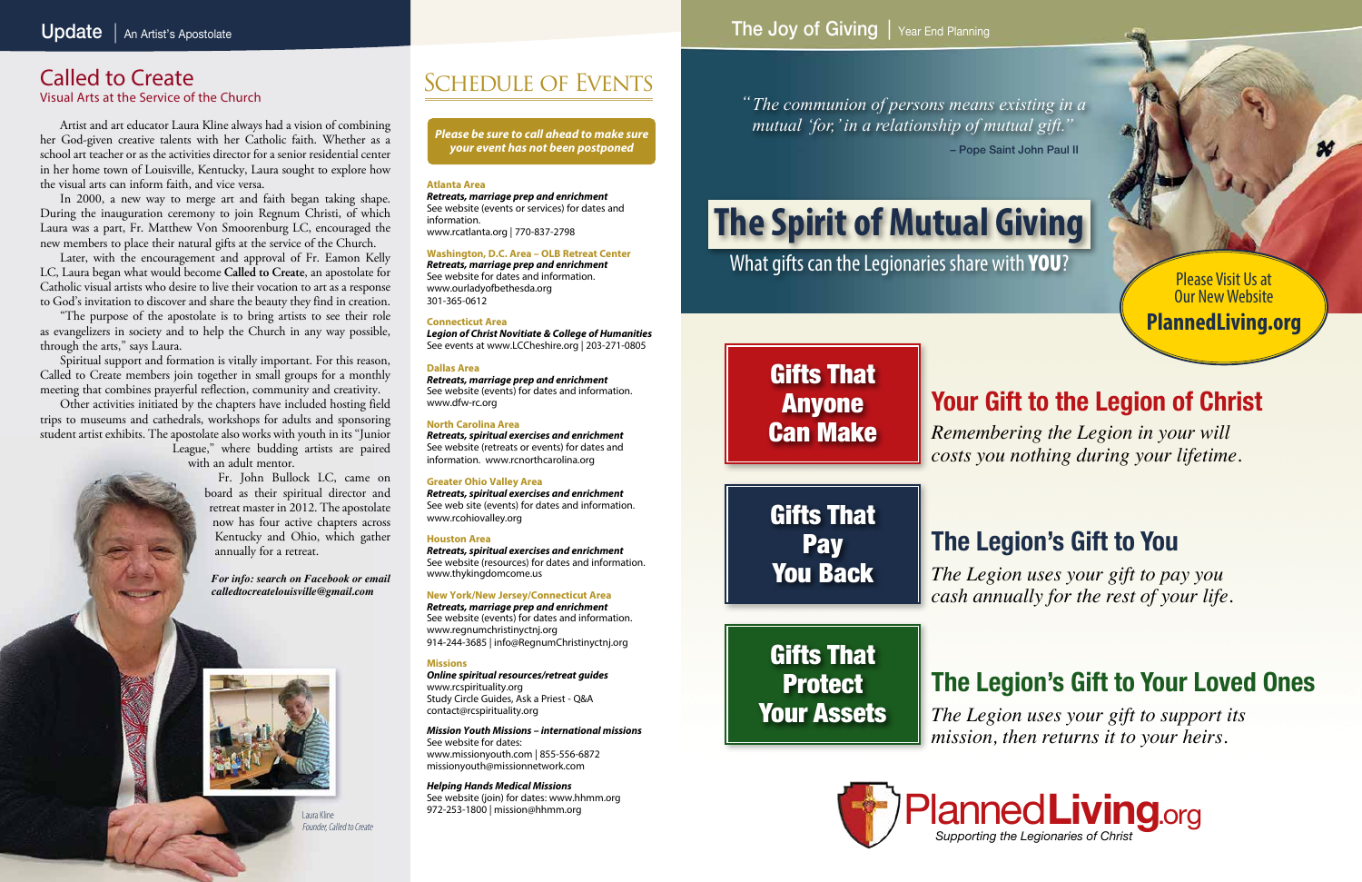## Update | An Artist's Apostolate

# Called to Create

### Visual Arts at the Service of the Church

Artist and art educator Laura Kline always had a vision of combining her God-given creative talents with her Catholic faith. Whether as a school art teacher or as the activities director for a senior residential center in her home town of Louisville, Kentucky, Laura sought to explore how the visual arts can inform faith, and vice versa.

In 2000, a new way to merge art and faith began taking shape. During the inauguration ceremony to join Regnum Christi, of which Laura was a part, Fr. Matthew Von Smoorenburg LC, encouraged the new members to place their natural gifts at the service of the Church.

Later, with the encouragement and approval of Fr. Eamon Kelly LC, Laura began what would become **Called to Create**, an apostolate for Catholic visual artists who desire to live their vocation to art as a response to God's invitation to discover and share the beauty they find in creation.

"The purpose of the apostolate is to bring artists to see their role as evangelizers in society and to help the Church in any way possible, through the arts," says Laura.

Spiritual support and formation is vitally important. For this reason, Called to Create members join together in small groups for a monthly meeting that combines prayerful reflection, community and creativity.

Other activities initiated by the chapters have included hosting field trips to museums and cathedrals, workshops for adults and sponsoring student artist exhibits. The apostolate also works with youth in its "Junior League," where budding artists are paired with an adult mentor.

Fr. John Bullock LC, came on board as their spiritual director and retreat master in 2012. The apostolate now has four active chapters across Kentucky and Ohio, which gather annually for a retreat.

***For info: search on Facebook or email calledtocreatelouisville@gmail.com***

Laura Kline
*Founder, Called to Create*

# Schedule of Events

***Please be sure to call ahead to make sure your event has not been postponed***

**Atlanta Area**
***Retreats, marriage prep and enrichment***
See website (events or services) for dates and information.
www.rcatlanta.org | 770-837-2798

**Washington, D.C. Area – OLB Retreat Center**
***Retreats, marriage prep and enrichment***
See website for dates and information.
www.ourladyofbethesda.org
301-365-0612

**Connecticut Area**
***Legion of Christ Novitiate & College of Humanities***
See events at www.LCCheshire.org | 203-271-0805

**Dallas Area**
***Retreats, marriage prep and enrichment***
See website (events) for dates and information.
www.dfw-rc.org

**North Carolina Area**
***Retreats, spiritual exercises and enrichment***
See website (retreats or events) for dates and information. www.rcnorthcarolina.org

**Greater Ohio Valley Area**
***Retreats, spiritual exercises and enrichment***
See web site (events) for dates and information.
www.rcohiovalley.org

**Houston Area**
***Retreats, spiritual exercises and enrichment***
See website (resources) for dates and information.
www.thykingdomcome.us

**New York/New Jersey/Connecticut Area**
***Retreats, marriage prep and enrichment***
See website (events) for dates and information.
www.regnumchristinyctnj.org
914-244-3685 | info@RegnumChristinyctnj.org

**Missions**
***Online spiritual resources/retreat guides***
www.rcspirituality.org
Study Circle Guides, Ask a Priest - Q&A
contact@rcspirituality.org

***Mission Youth Missions – international missions***
See website for dates:
www.missionyouth.com | 855-556-6872
missionyouth@missionnetwork.com

***Helping Hands Medical Missions***
See website (join) for dates: www.hhmm.org
972-253-1800 | mission@hhmm.org

## The Joy of Giving | Year End Planning

*"The communion of persons means existing in a mutual 'for,' in a relationship of mutual gift."*
– Pope Saint John Paul II

# The Spirit of Mutual Giving

What gifts can the Legionaries share with **YOU**?

Please Visit Us at Our New Website
**PlannedLiving.org**

**Gifts That Anyone Can Make**

## Your Gift to the Legion of Christ

*Remembering the Legion in your will costs you nothing during your lifetime.*

**Gifts That Pay You Back**

## The Legion's Gift to You

*The Legion uses your gift to pay you cash annually for the rest of your life.*

**Gifts That Protect Your Assets**

## The Legion's Gift to Your Loved Ones

*The Legion uses your gift to support its mission, then returns it to your heirs.*

PlannedLiving.org
*Supporting the Legionaries of Christ*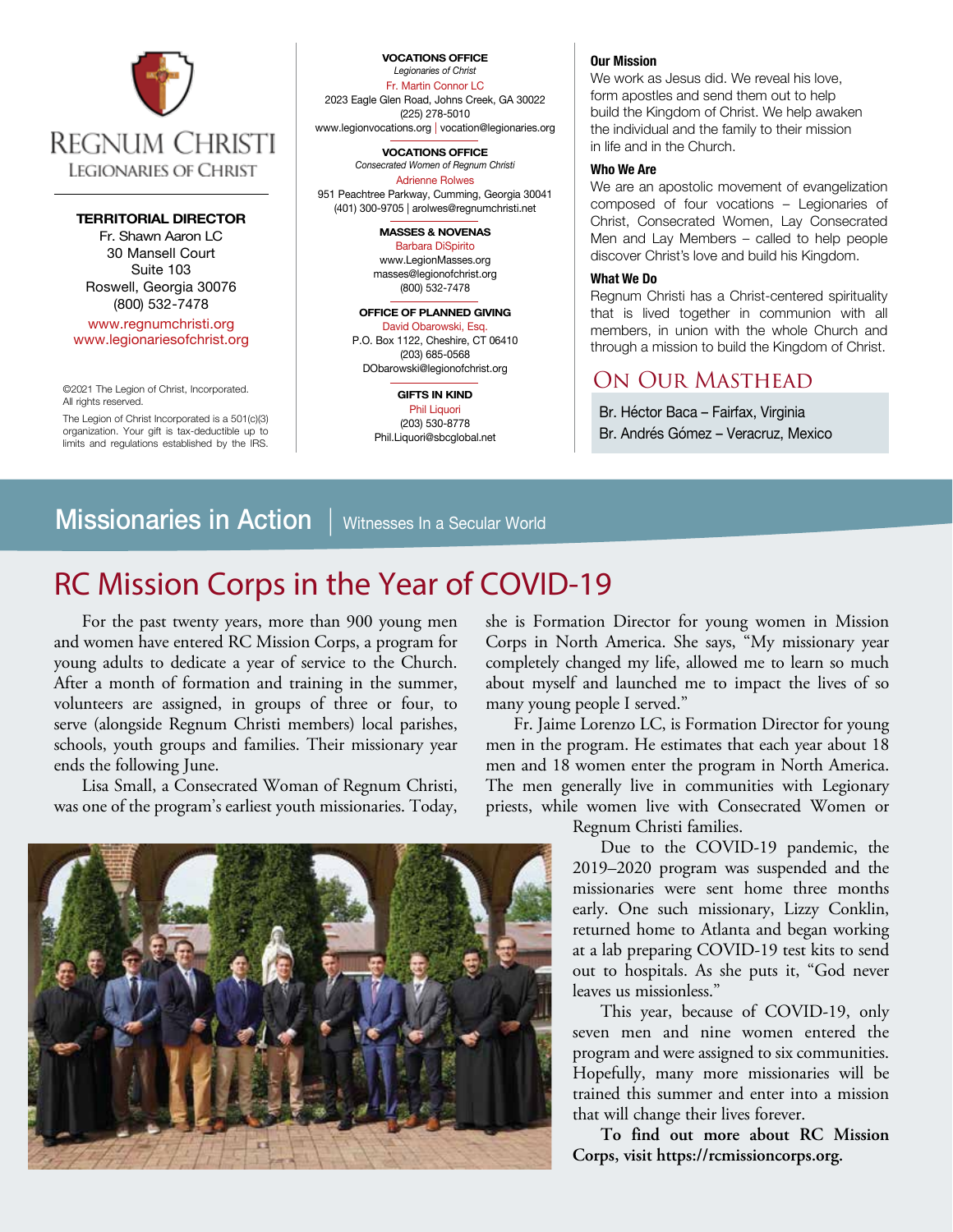REGNUM CHRISTI
LEGIONARIES OF CHRIST

**TERRITORIAL DIRECTOR**
Fr. Shawn Aaron LC
30 Mansell Court
Suite 103
Roswell, Georgia 30076
(800) 532-7478
www.regnumchristi.org
www.legionariesofchrist.org

©2021 The Legion of Christ, Incorporated. All rights reserved.

The Legion of Christ Incorporated is a 501(c)(3) organization. Your gift is tax-deductible up to limits and regulations established by the IRS.

**VOCATIONS OFFICE**
*Legionaries of Christ*
Fr. Martin Connor LC
2023 Eagle Glen Road, Johns Creek, GA 30022
(225) 278-5010
www.legionvocations.org | vocation@legionaries.org

**VOCATIONS OFFICE**
*Consecrated Women of Regnum Christi*
Adrienne Rolwes
951 Peachtree Parkway, Cumming, Georgia 30041
(401) 300-9705 | arolwes@regnumchristi.net

**MASSES & NOVENAS**
Barbara DiSpirito
www.LegionMasses.org
masses@legionofchrist.org
(800) 532-7478

**OFFICE OF PLANNED GIVING**
David Obarowski, Esq.
P.O. Box 1122, Cheshire, CT 06410
(203) 685-0568
DObarowski@legionofchrist.org

**GIFTS IN KIND**
Phil Liquori
(203) 530-8778
Phil.Liquori@sbcglobal.net

**Our Mission**
We work as Jesus did. We reveal his love, form apostles and send them out to help build the Kingdom of Christ. We help awaken the individual and the family to their mission in life and in the Church.

**Who We Are**
We are an apostolic movement of evangelization composed of four vocations – Legionaries of Christ, Consecrated Women, Lay Consecrated Men and Lay Members – called to help people discover Christ's love and build his Kingdom.

**What We Do**
Regnum Christi has a Christ-centered spirituality that is lived together in communion with all members, in union with the whole Church and through a mission to build the Kingdom of Christ.

## On Our Masthead

Br. Héctor Baca – Fairfax, Virginia
Br. Andrés Gómez – Veracruz, Mexico

## Missionaries in Action | Witnesses In a Secular World

# RC Mission Corps in the Year of COVID-19

For the past twenty years, more than 900 young men and women have entered RC Mission Corps, a program for young adults to dedicate a year of service to the Church. After a month of formation and training in the summer, volunteers are assigned, in groups of three or four, to serve (alongside Regnum Christi members) local parishes, schools, youth groups and families. Their missionary year ends the following June.

Lisa Small, a Consecrated Woman of Regnum Christi, was one of the program's earliest youth missionaries. Today, she is Formation Director for young women in Mission Corps in North America. She says, "My missionary year completely changed my life, allowed me to learn so much about myself and launched me to impact the lives of so many young people I served."

Fr. Jaime Lorenzo LC, is Formation Director for young men in the program. He estimates that each year about 18 men and 18 women enter the program in North America. The men generally live in communities with Legionary priests, while women live with Consecrated Women or Regnum Christi families.

Due to the COVID-19 pandemic, the 2019–2020 program was suspended and the missionaries were sent home three months early. One such missionary, Lizzy Conklin, returned home to Atlanta and began working at a lab preparing COVID-19 test kits to send out to hospitals. As she puts it, "God never leaves us missionless."

This year, because of COVID-19, only seven men and nine women entered the program and were assigned to six communities. Hopefully, many more missionaries will be trained this summer and enter into a mission that will change their lives forever.

**To find out more about RC Mission Corps, visit https://rcmissioncorps.org.**